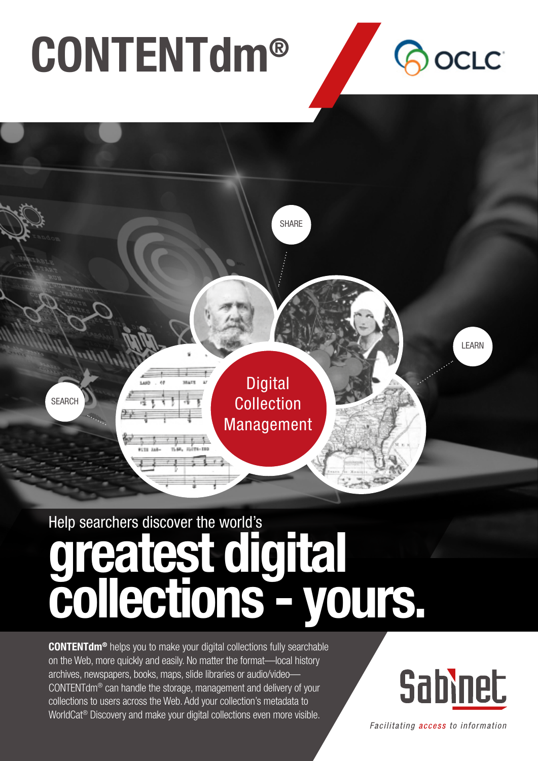# CONTENTdm®

OCLC

SHARE

LEARN

SEARCH

Digital Collection Management

Help searchers discover the world's

## greatest digital collections - yours.

**CONTENTdm®** helps you to make your digital collections fully searchable on the Web, more quickly and easily. No matter the format—local history archives, newspapers, books, maps, slide libraries or audio/video—CONTENTdm® can handle the storage, management and delivery of your collections to users across the Web. Add your collection's metadata to WorldCat® Discovery and make your digital collections even more visible.

Sabinet

*Facilitating access to information*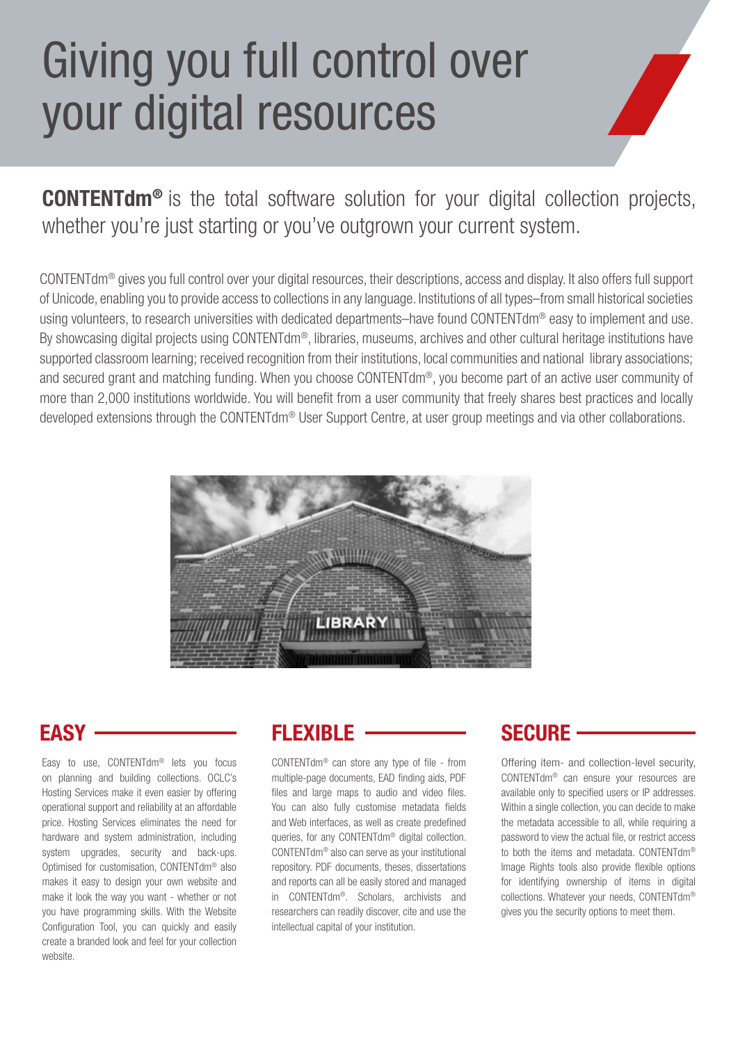# Giving you full control over your digital resources

**CONTENTdm®** is the total software solution for your digital collection projects, whether you're just starting or you've outgrown your current system.

CONTENTdm® gives you full control over your digital resources, their descriptions, access and display. It also offers full support of Unicode, enabling you to provide access to collections in any language. Institutions of all types–from small historical societies using volunteers, to research universities with dedicated departments–have found CONTENTdm® easy to implement and use. By showcasing digital projects using CONTENTdm®, libraries, museums, archives and other cultural heritage institutions have supported classroom learning; received recognition from their institutions, local communities and national library associations; and secured grant and matching funding. When you choose CONTENTdm®, you become part of an active user community of more than 2,000 institutions worldwide. You will benefit from a user community that freely shares best practices and locally developed extensions through the CONTENTdm® User Support Centre, at user group meetings and via other collaborations.

## EASY

Easy to use, CONTENTdm® lets you focus on planning and building collections. OCLC's Hosting Services make it even easier by offering operational support and reliability at an affordable price. Hosting Services eliminates the need for hardware and system administration, including system upgrades, security and back-ups. Optimised for customisation, CONTENTdm® also makes it easy to design your own website and make it look the way you want - whether or not you have programming skills. With the Website Configuration Tool, you can quickly and easily create a branded look and feel for your collection website.

## FLEXIBLE

CONTENTdm® can store any type of file - from multiple-page documents, EAD finding aids, PDF files and large maps to audio and video files. You can also fully customise metadata fields and Web interfaces, as well as create predefined queries, for any CONTENTdm® digital collection. CONTENTdm® also can serve as your institutional repository. PDF documents, theses, dissertations and reports can all be easily stored and managed in CONTENTdm®. Scholars, archivists and researchers can readily discover, cite and use the intellectual capital of your institution.

## SECURE

Offering item- and collection-level security, CONTENTdm® can ensure your resources are available only to specified users or IP addresses. Within a single collection, you can decide to make the metadata accessible to all, while requiring a password to view the actual file, or restrict access to both the items and metadata. CONTENTdm® Image Rights tools also provide flexible options for identifying ownership of items in digital collections. Whatever your needs, CONTENTdm® gives you the security options to meet them.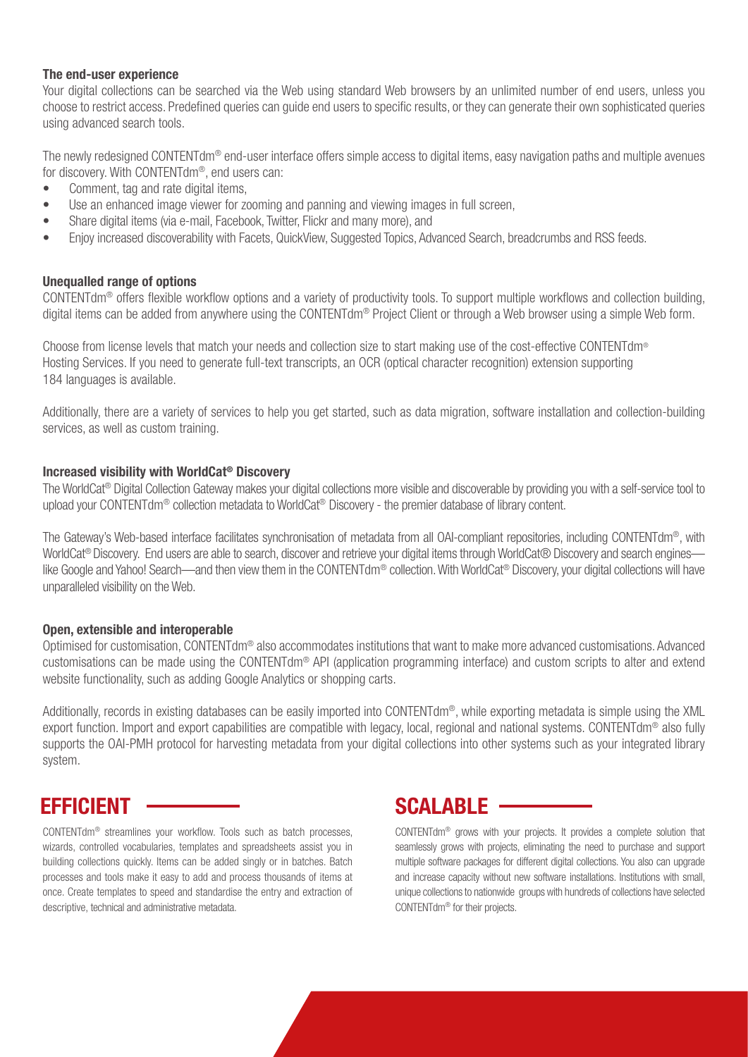### The end-user experience

Your digital collections can be searched via the Web using standard Web browsers by an unlimited number of end users, unless you choose to restrict access. Predefined queries can guide end users to specific results, or they can generate their own sophisticated queries using advanced search tools.

The newly redesigned CONTENTdm® end-user interface offers simple access to digital items, easy navigation paths and multiple avenues for discovery. With CONTENTdm®, end users can:

- Comment, tag and rate digital items,
- Use an enhanced image viewer for zooming and panning and viewing images in full screen,
- Share digital items (via e-mail, Facebook, Twitter, Flickr and many more), and
- Enjoy increased discoverability with Facets, QuickView, Suggested Topics, Advanced Search, breadcrumbs and RSS feeds.

### Unequalled range of options

CONTENTdm® offers flexible workflow options and a variety of productivity tools. To support multiple workflows and collection building, digital items can be added from anywhere using the CONTENTdm® Project Client or through a Web browser using a simple Web form.

Choose from license levels that match your needs and collection size to start making use of the cost-effective CONTENTdm® Hosting Services. If you need to generate full-text transcripts, an OCR (optical character recognition) extension supporting 184 languages is available.

Additionally, there are a variety of services to help you get started, such as data migration, software installation and collection-building services, as well as custom training.

### Increased visibility with WorldCat® Discovery

The WorldCat® Digital Collection Gateway makes your digital collections more visible and discoverable by providing you with a self-service tool to upload your CONTENTdm® collection metadata to WorldCat® Discovery - the premier database of library content.

The Gateway's Web-based interface facilitates synchronisation of metadata from all OAI-compliant repositories, including CONTENTdm®, with WorldCat® Discovery. End users are able to search, discover and retrieve your digital items through WorldCat® Discovery and search engines—like Google and Yahoo! Search—and then view them in the CONTENTdm® collection. With WorldCat® Discovery, your digital collections will have unparalleled visibility on the Web.

### Open, extensible and interoperable

Optimised for customisation, CONTENTdm® also accommodates institutions that want to make more advanced customisations. Advanced customisations can be made using the CONTENTdm® API (application programming interface) and custom scripts to alter and extend website functionality, such as adding Google Analytics or shopping carts.

Additionally, records in existing databases can be easily imported into CONTENTdm®, while exporting metadata is simple using the XML export function. Import and export capabilities are compatible with legacy, local, regional and national systems. CONTENTdm® also fully supports the OAI-PMH protocol for harvesting metadata from your digital collections into other systems such as your integrated library system.

## EFFICIENT

CONTENTdm® streamlines your workflow. Tools such as batch processes, wizards, controlled vocabularies, templates and spreadsheets assist you in building collections quickly. Items can be added singly or in batches. Batch processes and tools make it easy to add and process thousands of items at once. Create templates to speed and standardise the entry and extraction of descriptive, technical and administrative metadata.

## SCALABLE

CONTENTdm® grows with your projects. It provides a complete solution that seamlessly grows with projects, eliminating the need to purchase and support multiple software packages for different digital collections. You also can upgrade and increase capacity without new software installations. Institutions with small, unique collections to nationwide groups with hundreds of collections have selected CONTENTdm® for their projects.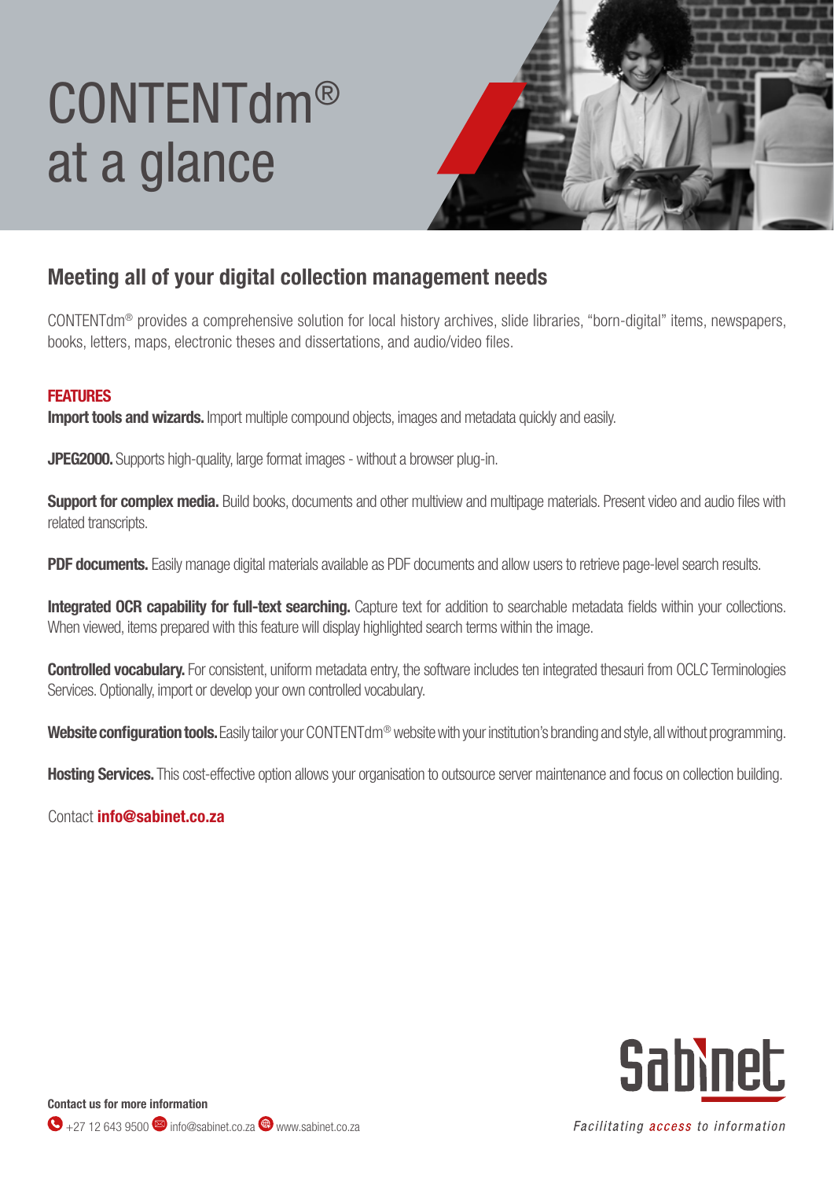# CONTENTdm® at a glance

## Meeting all of your digital collection management needs

CONTENTdm® provides a comprehensive solution for local history archives, slide libraries, "born-digital" items, newspapers, books, letters, maps, electronic theses and dissertations, and audio/video files.

**FEATURES**

**Import tools and wizards.** Import multiple compound objects, images and metadata quickly and easily.

**JPEG2000.** Supports high-quality, large format images - without a browser plug-in.

**Support for complex media.** Build books, documents and other multiview and multipage materials. Present video and audio files with related transcripts.

**PDF documents.** Easily manage digital materials available as PDF documents and allow users to retrieve page-level search results.

**Integrated OCR capability for full-text searching.** Capture text for addition to searchable metadata fields within your collections. When viewed, items prepared with this feature will display highlighted search terms within the image.

**Controlled vocabulary.** For consistent, uniform metadata entry, the software includes ten integrated thesauri from OCLC Terminologies Services. Optionally, import or develop your own controlled vocabulary.

**Website configuration tools.** Easily tailor your CONTENTdm® website with your institution's branding and style, all without programming.

**Hosting Services.** This cost-effective option allows your organisation to outsource server maintenance and focus on collection building.

Contact **info@sabinet.co.za**

**Contact us for more information**

+27 12 643 9500 info@sabinet.co.za www.sabinet.co.za

Sabinet

*Facilitating access to information*